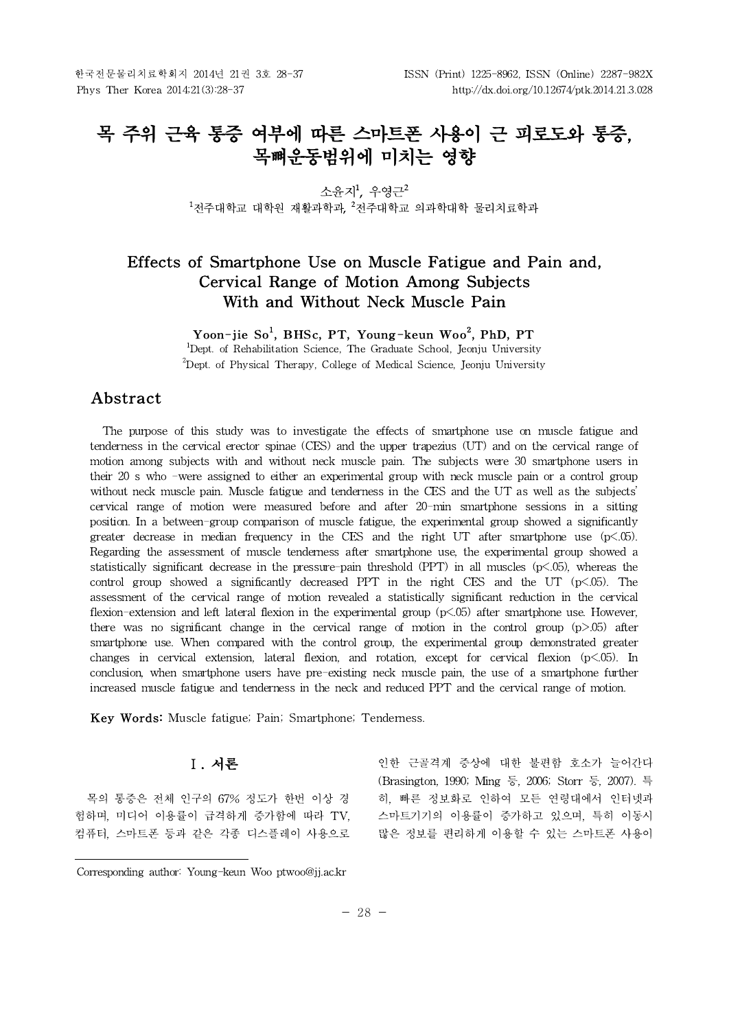# 목 주위 근육 통증 여부에 따른 스마트폰 사용이 근 피로도와 통증, 목뼈운동범위에 미치는 영향

소윤지[1], 우영근[2]

[1]전주대학교 대학원 재활과학과, [2]전주대학교 의과학대학 물리치료학과

# Effects of Smartphone Use on Muscle Fatigue and Pain and, Cervical Range of Motion Among Subjects With and Without Neck Muscle Pain

**Yoon-jie So[1], BHSc, PT, Young-keun Woo[2], PhD, PT**

[1]Dept. of Rehabilitation Science, The Graduate School, Jeonju University

[2]Dept. of Physical Therapy, College of Medical Science, Jeonju University

## Abstract

The purpose of this study was to investigate the effects of smartphone use on muscle fatigue and tenderness in the cervical erector spinae (CES) and the upper trapezius (UT) and on the cervical range of motion among subjects with and without neck muscle pain. The subjects were 30 smartphone users in their 20 s who -were assigned to either an experimental group with neck muscle pain or a control group without neck muscle pain. Muscle fatigue and tenderness in the CES and the UT as well as the subjects' cervical range of motion were measured before and after 20-min smartphone sessions in a sitting position. In a between-group comparison of muscle fatigue, the experimental group showed a significantly greater decrease in median frequency in the CES and the right UT after smartphone use ($p<.05$). Regarding the assessment of muscle tenderness after smartphone use, the experimental group showed a statistically significant decrease in the pressure-pain threshold (PPT) in all muscles ($p<.05$), whereas the control group showed a significantly decreased PPT in the right CES and the UT ($p<.05$). The assessment of the cervical range of motion revealed a statistically significant reduction in the cervical flexion-extension and left lateral flexion in the experimental group ($p<.05$) after smartphone use. However, there was no significant change in the cervical range of motion in the control group ($p>.05$) after smartphone use. When compared with the control group, the experimental group demonstrated greater changes in cervical extension, lateral flexion, and rotation, except for cervical flexion ($p<.05$). In conclusion, when smartphone users have pre-existing neck muscle pain, the use of a smartphone further increased muscle fatigue and tenderness in the neck and reduced PPT and the cervical range of motion.

**Key Words:** Muscle fatigue; Pain; Smartphone; Tenderness.

## Ⅰ. 서론

목의 통증은 전체 인구의 67% 정도가 한번 이상 경험하며, 미디어 이용률이 급격하게 증가함에 따라 TV, 컴퓨터, 스마트폰 등과 같은 각종 디스플레이 사용으로 인한 근골격계 증상에 대한 불편함 호소가 늘어간다 (Brasington, 1990; Ming 등, 2006; Storr 등, 2007). 특히, 빠른 정보화로 인하여 모든 연령대에서 인터넷과 스마트기기의 이용률이 증가하고 있으며, 특히 이동시 많은 정보를 편리하게 이용할 수 있는 스마트폰 사용이

Corresponding author: Young-keun Woo ptwoo@jj.ac.kr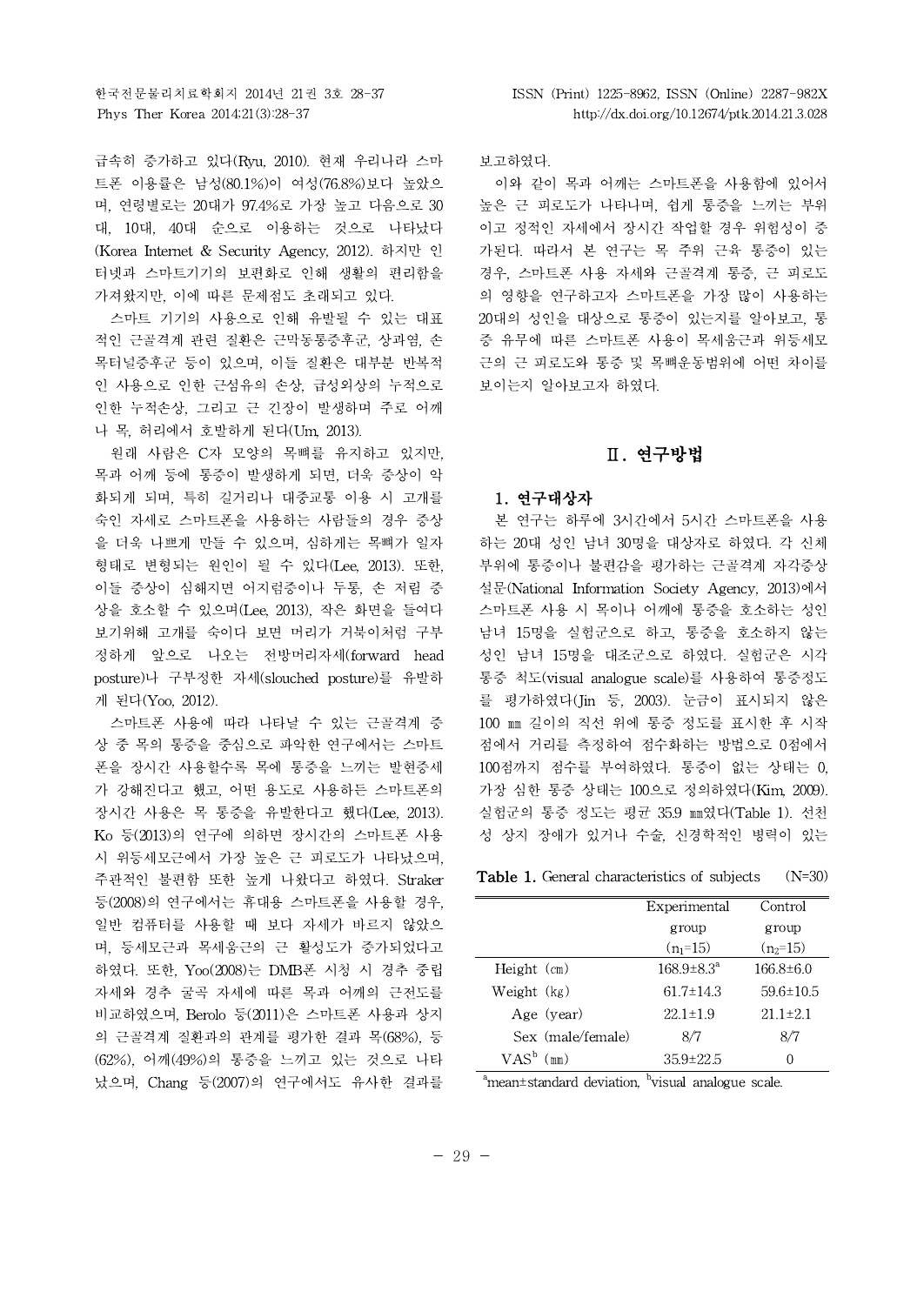급속히 증가하고 있다(Ryu, 2010). 현재 우리나라 스마트폰 이용률은 남성(80.1%)이 여성(76.8%)보다 높았으며, 연령별로는 20대가 97.4%로 가장 높고 다음으로 30대, 10대, 40대 순으로 이용하는 것으로 나타났다(Korea Internet & Security Agency, 2012). 하지만 인터넷과 스마트기기의 보편화로 인해 생활의 편리함을 가져왔지만, 이에 따른 문제점도 초래되고 있다.

스마트 기기의 사용으로 인해 유발될 수 있는 대표적인 근골격계 관련 질환은 근막동통증후군, 상과염, 손목터널증후군 등이 있으며, 이들 질환은 대부분 반복적인 사용으로 인한 근섬유의 손상, 급성외상의 누적으로 인한 누적손상, 그리고 근 긴장이 발생하며 주로 어깨나 목, 허리에서 호발하게 된다(Um, 2013).

원래 사람은 C자 모양의 목뼈를 유지하고 있지만, 목과 어깨 등에 통증이 발생하게 되면, 더욱 증상이 악화되게 되며, 특히 길거리나 대중교통 이용 시 고개를 숙인 자세로 스마트폰을 사용하는 사람들의 경우 증상을 더욱 나쁘게 만들 수 있으며, 심하게는 목뼈가 일자 형태로 변형되는 원인이 될 수 있다(Lee, 2013). 또한, 이들 증상이 심해지면 어지럼증이나 두통, 손 저림 증상을 호소할 수 있으며(Lee, 2013), 작은 화면을 들여다 보기위해 고개를 숙이다 보면 머리가 거북이처럼 구부정하게 앞으로 나오는 전방머리자세(forward head posture)나 구부정한 자세(slouched posture)를 유발하게 된다(Yoo, 2012).

스마트폰 사용에 따라 나타날 수 있는 근골격계 증상 중 목의 통증을 중심으로 파악한 연구에서는 스마트폰을 장시간 사용할수록 목에 통증을 느끼는 발현증세가 강해진다고 했고, 어떤 용도로 사용하든 스마트폰의 장시간 사용은 목 통증을 유발한다고 했다(Lee, 2013). Ko 등(2013)의 연구에 의하면 장시간의 스마트폰 사용 시 위등세모근에서 가장 높은 근 피로도가 나타났으며, 주관적인 불편함 또한 높게 나왔다고 하였다. Straker 등(2008)의 연구에서는 휴대용 스마트폰을 사용할 경우, 일반 컴퓨터를 사용할 때 보다 자세가 바르지 않았으며, 등세모근과 목세움근의 근 활성도가 증가되었다고 하였다. 또한, Yoo(2008)는 DMB폰 시청 시 경추 중립 자세와 경추 굴곡 자세에 따른 목과 어깨의 근전도를 비교하였으며, Berolo 등(2011)은 스마트폰 사용과 상지의 근골격계 질환과의 관계를 평가한 결과 목(68%), 등(62%), 어깨(49%)의 통증을 느끼고 있는 것으로 나타났으며, Chang 등(2007)의 연구에서도 유사한 결과를 보고하였다.

이와 같이 목과 어깨는 스마트폰을 사용함에 있어서 높은 근 피로도가 나타나며, 쉽게 통증을 느끼는 부위이고 정적인 자세에서 장시간 작업할 경우 위험성이 증가된다. 따라서 본 연구는 목 주위 근육 통증이 있는 경우, 스마트폰 사용 자세와 근골격계 통증, 근 피로도의 영향을 연구하고자 스마트폰을 가장 많이 사용하는 20대의 성인을 대상으로 통증이 있는지를 알아보고, 통증 유무에 따른 스마트폰 사용이 목세움근과 위등세모근의 근 피로도와 통증 및 목뼈운동범위에 어떤 차이를 보이는지 알아보고자 하였다.

## Ⅱ. 연구방법

### 1. 연구대상자

본 연구는 하루에 3시간에서 5시간 스마트폰을 사용하는 20대 성인 남녀 30명을 대상자로 하였다. 각 신체 부위에 통증이나 불편감을 평가하는 근골격계 자각증상 설문(National Information Society Agency, 2013)에서 스마트폰 사용 시 목이나 어깨에 통증을 호소하는 성인 남녀 15명을 실험군으로 하고, 통증을 호소하지 않는 성인 남녀 15명을 대조군으로 하였다. 실험군은 시각 통증 척도(visual analogue scale)를 사용하여 통증정도를 평가하였다(Jin 등, 2003). 눈금이 표시되지 않은 100 ㎜ 길이의 직선 위에 통증 정도를 표시한 후 시작점에서 거리를 측정하여 점수화하는 방법으로 0점에서 100점까지 점수를 부여하였다. 통증이 없는 상태는 0, 가장 심한 통증 상태는 100으로 정의하였다(Kim, 2009). 실험군의 통증 정도는 평균 35.9 ㎜였다(Table 1). 선천성 상지 장애가 있거나 수술, 신경학적인 병력이 있는

**Table 1.** General characteristics of subjects (N=30)

| | Experimental group ($n_1$=15) | Control group ($n_2$=15) |
|---|---|---|
| Height (㎝) | 168.9±8.3[a] | 166.8±6.0 |
| Weight (㎏) | 61.7±14.3 | 59.6±10.5 |
| Age (year) | 22.1±1.9 | 21.1±2.1 |
| Sex (male/female) | 8/7 | 8/7 |
| VAS[b] (㎜) | 35.9±22.5 | 0 |

[a]mean±standard deviation, [b]visual analogue scale.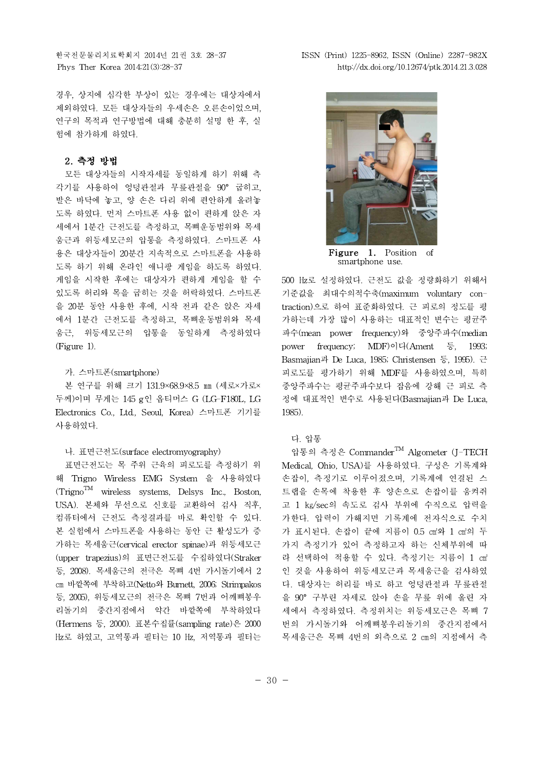경우, 상지에 심각한 부상이 있는 경우에는 대상자에서 제외하였다. 모든 대상자들의 우세손은 오른손이었으며, 연구의 목적과 연구방법에 대해 충분히 설명 한 후, 실험에 참가하게 하였다.

## 2. 측정 방법

모든 대상자들의 시작자세를 동일하게 하기 위해 측각기를 사용하여 엉덩관절과 무릎관절을 90° 굽히고, 발은 바닥에 놓고, 양 손은 다리 위에 편안하게 올려놓도록 하였다. 먼저 스마트폰 사용 없이 편하게 앉은 자세에서 1분간 근전도를 측정하고, 목뼈운동범위와 목세움근과 위등세모근의 압통을 측정하였다. 스마트폰 사용은 대상자들이 20분간 지속적으로 스마트폰을 사용하도록 하기 위해 온라인 애니팡 게임을 하도록 하였다. 게임을 시작한 후에는 대상자가 편하게 게임을 할 수 있도록 허리와 목을 굽히는 것을 허락하였다. 스마트폰을 20분 동안 사용한 후에, 시작 전과 같은 앉은 자세에서 1분간 근전도를 측정하고, 목뼈운동범위와 목세움근, 위등세모근의 압통을 동일하게 측정하였다 (Figure 1).

Figure 1. Position of smartphone use.

### 가. 스마트폰(smartphone)

본 연구를 위해 크기 131.9×68.9×8.5 ㎜ (세로×가로×두께)이며 무게는 145 g인 옵티머스 G (LG-F180L, LG Electronics Co., Ltd., Seoul, Korea) 스마트폰 기기를 사용하였다.

### 나. 표면근전도(surface electromyography)

표면근전도는 목 주위 근육의 피로도를 측정하기 위해 Trigno Wireless EMG System 을 사용하였다 (Trigno™ wireless systems, Delsys Inc., Boston, USA). 본체와 무선으로 신호를 교환하여 검사 직후, 컴퓨터에서 근전도 측정결과를 바로 확인할 수 있다. 본 실험에서 스마트폰을 사용하는 동안 근 활성도가 증가하는 목세움근(cervical erector spinae)과 위등세모근(upper trapezius)의 표면근전도를 수집하였다(Straker 등, 2008). 목세움근의 전극은 목뼈 4번 가시돌기에서 2 ㎝ 바깥쪽에 부착하고(Netto와 Burnett, 2006; Strimpakos 등, 2005), 위등세모근의 전극은 목뼈 7번과 어깨뼈봉우리돌기의 중간지점에서 약간 바깥쪽에 부착하였다 (Hermens 등, 2000). 표본수집률(sampling rate)은 2000 Hz로 하였고, 고역통과 필터는 10 Hz, 저역통과 필터는 500 Hz로 설정하였다. 근전도 값을 정량화하기 위해서 기준값을 최대수의적수축(maximum voluntary contraction)으로 하여 표준화하였다. 근 피로의 정도를 평가하는데 가장 많이 사용하는 대표적인 변수는 평균주파수(mean power frequency)와 중앙주파수(median power frequency; MDF)이다(Ament 등, 1993; Basmajian과 De Luca, 1985; Christensen 등, 1995). 근피로도를 평가하기 위해 MDF를 사용하였으며, 특히 중앙주파수는 평균주파수보다 잡음에 강해 근 피로 측정에 대표적인 변수로 사용된다(Basmajian과 De Luca, 1985).

### 다. 압통

압통의 측정은 Commander™ Algometer (J-TECH Medical, Ohio, USA)를 사용하였다. 구성은 기록계와 손잡이, 측정기로 이루어졌으며, 기록계에 연결된 스트랩을 손목에 착용한 후 양손으로 손잡이를 움켜쥐고 1 ㎏/sec의 속도로 검사 부위에 수직으로 압력을 가한다. 압력이 가해지면 기록계에 전자식으로 수치가 표시된다. 손잡이 끝에 지름이 0.5 ㎠와 1 ㎠의 두 가지 측정기가 있어 측정하고자 하는 신체부위에 따라 선택하여 적용할 수 있다. 측정기는 지름이 1 ㎠인 것을 사용하여 위등세모근과 목세움근을 검사하였다. 대상자는 허리를 바로 하고 엉덩관절과 무릎관절을 90° 구부린 자세로 앉아 손을 무릎 위에 올린 자세에서 측정하였다. 측정위치는 위등세모근은 목뼈 7번의 가시돌기와 어깨뼈봉우리돌기의 중간지점에서 목세움근은 목뼈 4번의 외측으로 2 ㎝의 지점에서 측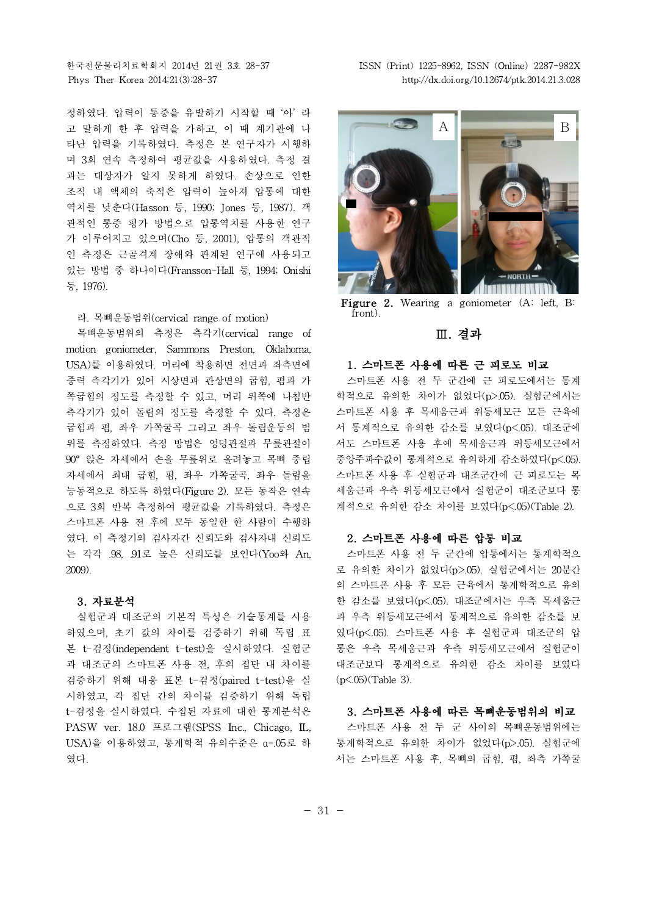정하였다. 압력이 통증을 유발하기 시작할 때 '아' 라고 말하게 한 후 압력을 가하고, 이 때 계기판에 나타난 압력을 기록하였다. 측정은 본 연구자가 시행하며 3회 연속 측정하여 평균값을 사용하였다. 측정 결과는 대상자가 알지 못하게 하였다. 손상으로 인한 조직 내 액체의 축적은 압력이 높아져 압통에 대한 역치를 낮춘다(Hasson 등, 1990; Jones 등, 1987). 객관적인 통증 평가 방법으로 압통역치를 사용한 연구가 이루어지고 있으며(Cho 등, 2001), 압통의 객관적인 측정은 근골격계 장애와 관계된 연구에 사용되고 있는 방법 중 하나이다(Fransson-Hall 등, 1994; Onishi 등, 1976).

라. 목뼈운동범위(cervical range of motion)

목뼈운동범위의 측정은 측각기(cervical range of motion goniometer, Sammons Preston, Oklahoma, USA)를 이용하였다. 머리에 착용하면 전면과 좌측면에 중력 측각기가 있어 시상면과 관상면의 굽힘, 폄과 가쪽굽힘의 정도를 측정할 수 있고, 머리 위쪽에 나침반 측각기가 있어 돌림의 정도를 측정할 수 있다. 측정은 굽힘과 폄, 좌우 가쪽굴곡 그리고 좌우 돌림운동의 범위를 측정하였다. 측정 방법은 엉덩관절과 무릎관절이 90° 앉은 자세에서 손을 무릎위로 올려놓고 목뼈 중립 자세에서 최대 굽힘, 폄, 좌우 가쪽굴곡, 좌우 돌림을 능동적으로 하도록 하였다(Figure 2). 모든 동작은 연속으로 3회 반복 측정하여 평균값을 기록하였다. 측정은 스마트폰 사용 전 후에 모두 동일한 한 사람이 수행하였다. 이 측정기의 검사자간 신뢰도와 검사자내 신뢰도는 각각 .98, .91로 높은 신뢰도를 보인다(Yoo와 An, 2009).

### 3. 자료분석

실험군과 대조군의 기본적 특성은 기술통계를 사용하였으며, 초기 값의 차이를 검증하기 위해 독립 표본 t-검정(independent t-test)을 실시하였다. 실험군과 대조군의 스마트폰 사용 전, 후의 집단 내 차이를 검증하기 위해 대응 표본 t-검정(paired t-test)을 실시하였고, 각 집단 간의 차이를 검증하기 위해 독립 t-검정을 실시하였다. 수집된 자료에 대한 통계분석은 PASW ver. 18.0 프로그램(SPSS Inc., Chicago, IL, USA)을 이용하였고, 통계학적 유의수준은 $\alpha$=.05로 하였다.

**Figure 2.** Wearing a goniometer (A: left, B: front).

## Ⅲ. 결과

### 1. 스마트폰 사용에 따른 근 피로도 비교

스마트폰 사용 전 두 군간에 근 피로도에서는 통계학적으로 유의한 차이가 없었다($p$>.05). 실험군에서는 스마트폰 사용 후 목세움근과 위등세모근 모든 근육에서 통계적으로 유의한 감소를 보였다($p$<.05). 대조군에서도 스마트폰 사용 후에 목세움근과 위등세모근에서 중앙주파수값이 통계적으로 유의하게 감소하였다($p$<.05). 스마트폰 사용 후 실험군과 대조군간에 근 피로도는 목세움근과 우측 위등세모근에서 실험군이 대조군보다 통계적으로 유의한 감소 차이를 보였다($p$<.05)(Table 2).

### 2. 스마트폰 사용에 따른 압통 비교

스마트폰 사용 전 두 군간에 압통에서는 통계학적으로 유의한 차이가 없었다($p$>.05). 실험군에서는 20분간의 스마트폰 사용 후 모든 근육에서 통계학적으로 유의한 감소를 보였다($p$<.05). 대조군에서는 우측 목세움근과 우측 위등세모근에서 통계적으로 유의한 감소를 보였다($p$<.05). 스마트폰 사용 후 실험군과 대조군의 압통은 우측 목세움근과 우측 위등세모근에서 실험군이 대조군보다 통계적으로 유의한 감소 차이를 보였다($p$<.05)(Table 3).

### 3. 스마트폰 사용에 따른 목뼈운동범위의 비교

스마트폰 사용 전 두 군 사이의 목뼈운동범위에는 통계학적으로 유의한 차이가 없었다($p$>.05). 실험군에서는 스마트폰 사용 후, 목뼈의 굽힘, 폄, 좌측 가쪽굴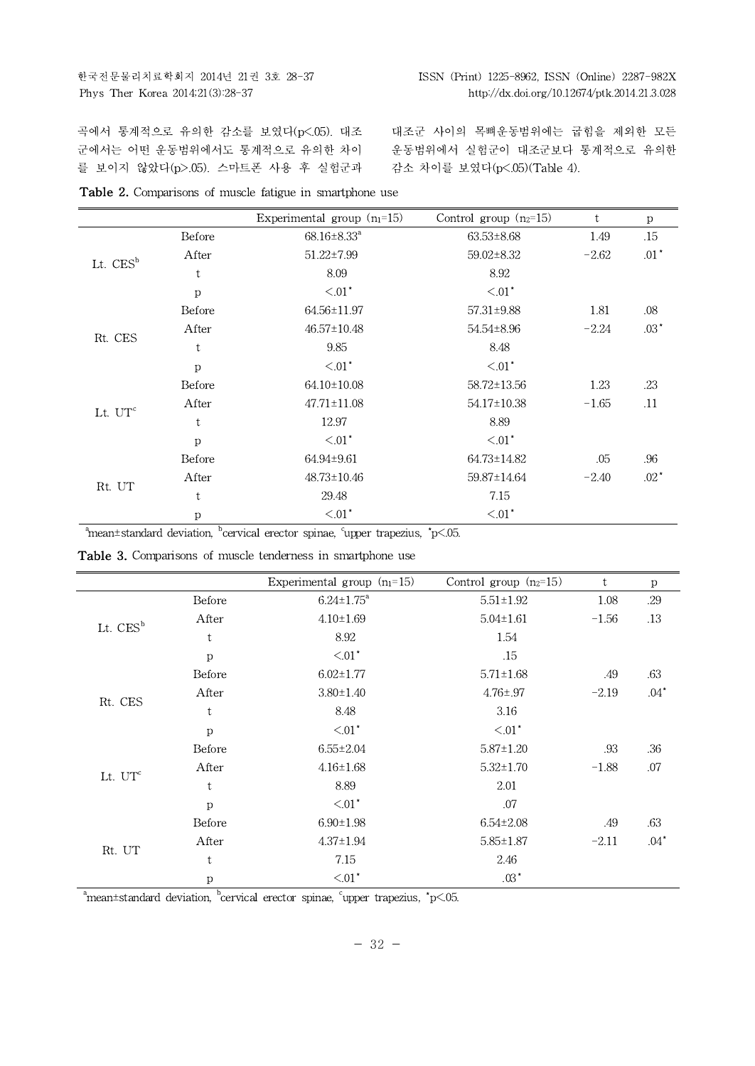곡에서 통계적으로 유의한 감소를 보였다($p<.05$). 대조군에서는 어떤 운동범위에서도 통계적으로 유의한 차이를 보이지 않았다($p>.05$). 스마트폰 사용 후 실험군과 대조군 사이의 목뼈운동범위에는 굽힘을 제외한 모든 운동범위에서 실험군이 대조군보다 통계적으로 유의한 감소 차이를 보였다($p<.05$)(Table 4).

**Table 2.** Comparisons of muscle fatigue in smartphone use

| | | Experimental group ($n_1$=15) | Control group ($n_2$=15) | t | p |
|---|---|---|---|---|---|
| Lt. CES[b] | Before | 68.16±8.33[a] | 63.53±8.68 | 1.49 | .15 |
| | After | 51.22±7.99 | 59.02±8.32 | −2.62 | .01* |
| | t | 8.09 | 8.92 | | |
| | p | <.01* | <.01* | | |
| Rt. CES | Before | 64.56±11.97 | 57.31±9.88 | 1.81 | .08 |
| | After | 46.57±10.48 | 54.54±8.96 | −2.24 | .03* |
| | t | 9.85 | 8.48 | | |
| | p | <.01* | <.01* | | |
| Lt. UT[c] | Before | 64.10±10.08 | 58.72±13.56 | 1.23 | .23 |
| | After | 47.71±11.08 | 54.17±10.38 | −1.65 | .11 |
| | t | 12.97 | 8.89 | | |
| | p | <.01* | <.01* | | |
| Rt. UT | Before | 64.94±9.61 | 64.73±14.82 | .05 | .96 |
| | After | 48.73±10.46 | 59.87±14.64 | −2.40 | .02* |
| | t | 29.48 | 7.15 | | |
| | p | <.01* | <.01* | | |

[a]mean±standard deviation, [b]cervical erector spinae, [c]upper trapezius, *$p<.05$.

**Table 3.** Comparisons of muscle tenderness in smartphone use

| | | Experimental group ($n_1$=15) | Control group ($n_2$=15) | t | p |
|---|---|---|---|---|---|
| Lt. CES[b] | Before | 6.24±1.75[a] | 5.51±1.92 | 1.08 | .29 |
| | After | 4.10±1.69 | 5.04±1.61 | −1.56 | .13 |
| | t | 8.92 | 1.54 | | |
| | p | <.01* | .15 | | |
| Rt. CES | Before | 6.02±1.77 | 5.71±1.68 | .49 | .63 |
| | After | 3.80±1.40 | 4.76±.97 | −2.19 | .04* |
| | t | 8.48 | 3.16 | | |
| | p | <.01* | <.01* | | |
| Lt. UT[c] | Before | 6.55±2.04 | 5.87±1.20 | .93 | .36 |
| | After | 4.16±1.68 | 5.32±1.70 | −1.88 | .07 |
| | t | 8.89 | 2.01 | | |
| | p | <.01* | .07 | | |
| Rt. UT | Before | 6.90±1.98 | 6.54±2.08 | .49 | .63 |
| | After | 4.37±1.94 | 5.85±1.87 | −2.11 | .04* |
| | t | 7.15 | 2.46 | | |
| | p | <.01* | .03* | | |

[a]mean±standard deviation, [b]cervical erector spinae, [c]upper trapezius, *$p<.05$.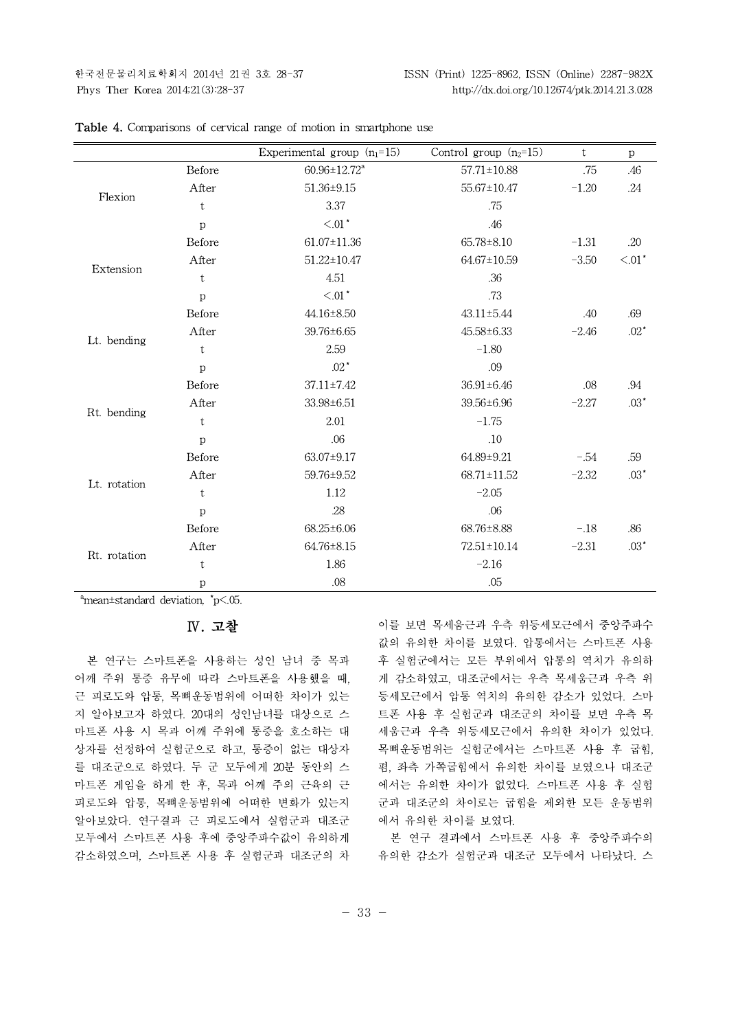**Table 4.** Comparisons of cervical range of motion in smartphone use

| | | Experimental group ($n_1$=15) | Control group ($n_2$=15) | t | p |
|---|---|---|---|---|---|
| Flexion | Before | 60.96±12.72[a] | 57.71±10.88 | .75 | .46 |
| | After | 51.36±9.15 | 55.67±10.47 | −1.20 | .24 |
| | t | 3.37 | .75 | | |
| | p | <.01* | .46 | | |
| Extension | Before | 61.07±11.36 | 65.78±8.10 | −1.31 | .20 |
| | After | 51.22±10.47 | 64.67±10.59 | −3.50 | <.01* |
| | t | 4.51 | .36 | | |
| | p | <.01* | .73 | | |
| Lt. bending | Before | 44.16±8.50 | 43.11±5.44 | .40 | .69 |
| | After | 39.76±6.65 | 45.58±6.33 | −2.46 | .02* |
| | t | 2.59 | −1.80 | | |
| | p | .02* | .09 | | |
| Rt. bending | Before | 37.11±7.42 | 36.91±6.46 | .08 | .94 |
| | After | 33.98±6.51 | 39.56±6.96 | −2.27 | .03* |
| | t | 2.01 | −1.75 | | |
| | p | .06 | .10 | | |
| Lt. rotation | Before | 63.07±9.17 | 64.89±9.21 | −.54 | .59 |
| | After | 59.76±9.52 | 68.71±11.52 | −2.32 | .03* |
| | t | 1.12 | −2.05 | | |
| | p | .28 | .06 | | |
| Rt. rotation | Before | 68.25±6.06 | 68.76±8.88 | −.18 | .86 |
| | After | 64.76±8.15 | 72.51±10.14 | −2.31 | .03* |
| | t | 1.86 | −2.16 | | |
| | p | .08 | .05 | | |

[a]mean±standard deviation, *$p<.05$.

## Ⅳ. 고찰

본 연구는 스마트폰을 사용하는 성인 남녀 중 목과 어깨 주위 통증 유무에 따라 스마트폰을 사용했을 때, 근 피로도와 압통, 목뼈운동범위에 어떠한 차이가 있는지 알아보고자 하였다. 20대의 성인남녀를 대상으로 스마트폰 사용 시 목과 어깨 주위에 통증을 호소하는 대상자를 선정하여 실험군으로 하고, 통증이 없는 대상자를 대조군으로 하였다. 두 군 모두에게 20분 동안의 스마트폰 게임을 하게 한 후, 목과 어깨 주의 근육의 근피로도와 압통, 목뼈운동범위에 어떠한 변화가 있는지 알아보았다. 연구결과 근 피로도에서 실험군과 대조군 모두에서 스마트폰 사용 후에 중앙주파수값이 유의하게 감소하였으며, 스마트폰 사용 후 실험군과 대조군의 차이를 보면 목세움근과 우측 위등세모근에서 중앙주파수값의 유의한 차이를 보였다. 압통에서는 스마트폰 사용 후 실험군에서는 모든 부위에서 압통의 역치가 유의하게 감소하였고, 대조군에서는 우측 목세움근과 우측 위등세모근에서 압통 역치의 유의한 감소가 있었다. 스마트폰 사용 후 실험군과 대조군의 차이를 보면 우측 목세움근과 우측 위등세모근에서 유의한 차이가 있었다. 목뼈운동범위는 실험군에서는 스마트폰 사용 후 굽힘, 폄, 좌측 가쪽굽힘에서 유의한 차이를 보였으나 대조군에서는 유의한 차이가 없었다. 스마트폰 사용 후 실험군과 대조군의 차이로는 굽힘을 제외한 모든 운동범위에서 유의한 차이를 보였다.

본 연구 결과에서 스마트폰 사용 후 중앙주파수의 유의한 감소가 실험군과 대조군 모두에서 나타났다. 스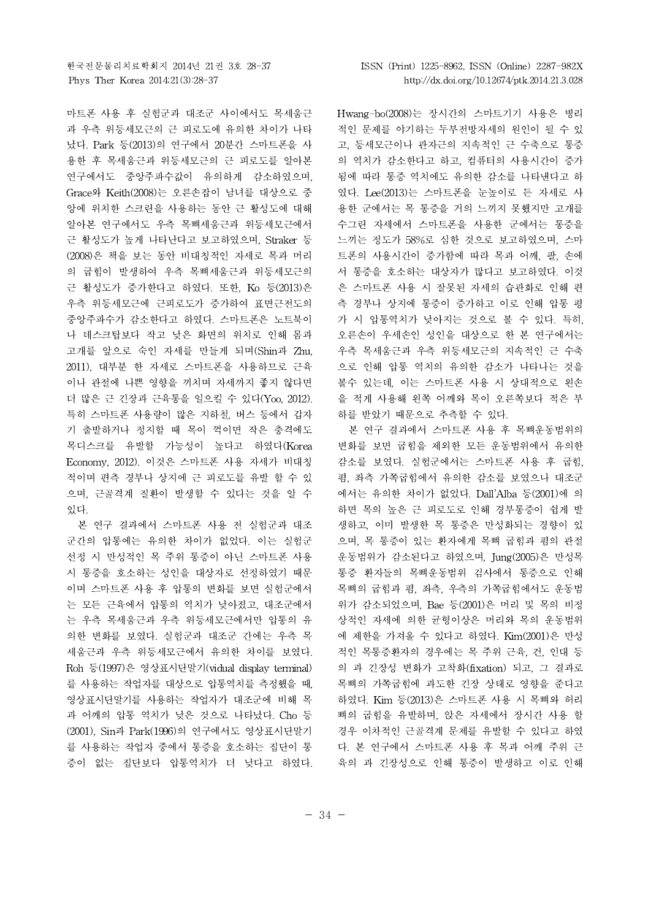마트폰 사용 후 실험군과 대조군 사이에서도 목세움근과 우측 위등세모근의 근 피로도에 유의한 차이가 나타났다. Park 등(2013)의 연구에서 20분간 스마트폰을 사용한 후 목세움근과 위등세모근의 근 피로도를 알아본 연구에서도 중앙주파수값이 유의하게 감소하였으며, Grace와 Keith(2008)는 오른손잡이 남녀를 대상으로 중앙에 위치한 스크린을 사용하는 동안 근 활성도에 대해 알아본 연구에서도 우측 목빼세움근과 위등세모근에서 근 활성도가 높게 나타난다고 보고하였으며, Straker 등(2008)은 책을 보는 동안 비대칭적인 자세로 목과 머리의 굽힘이 발생하여 우측 목빼세움근과 위등세모근의 근 활성도가 증가한다고 하였다. 또한, Ko 등(2013)은 우측 위등세모근에 근피로도가 증가하여 표면근전도의 중앙주파수가 감소한다고 하였다. 스마트폰은 노트북이나 데스크탑보다 작고 낮은 화면의 위치로 인해 몸과 고개를 앞으로 숙인 자세를 만들게 되며(Shin과 Zhu, 2011), 대부분 한 자세로 스마트폰을 사용하므로 근육이나 관절에 나쁜 영향을 끼치며 자세까지 좋지 않다면 더 많은 근 긴장과 근육통을 일으킬 수 있다(Yoo, 2012). 특히 스마트폰 사용량이 많은 지하철, 버스 등에서 갑자기 출발하거나 정지할 때 목이 꺾이면 작은 충격에도 목디스크를 유발할 가능성이 높다고 하였다(Korea Economy, 2012). 이것은 스마트폰 사용 자세가 비대칭적이며 편측 경부나 상지에 근 피로도를 유발 할 수 있으며, 근골격계 질환이 발생할 수 있다는 것을 알 수 있다.

본 연구 결과에서 스마트폰 사용 전 실험군과 대조군간의 압통에는 유의한 차이가 없었다. 이는 실험군 선정 시 만성적인 목 주위 통증이 아닌 스마트폰 사용 시 통증을 호소하는 성인을 대상자로 선정하였기 때문이며 스마트폰 사용 후 압통의 변화를 보면 실험군에서는 모든 근육에서 압통의 역치가 낮아졌고, 대조군에서는 우측 목세움근과 우측 위등세모근에서만 압통의 유의한 변화를 보였다. 실험군과 대조군 간에는 우측 목세움근과 우측 위등세모근에서 유의한 차이를 보였다. Roh 등(1997)은 영상표시단말기(vidual display terminal)를 사용하는 작업자를 대상으로 압통역치를 측정했을 때, 영상표시단말기를 사용하는 작업자가 대조군에 비해 목과 어깨의 압통 역치가 낮은 것으로 나타났다. Cho 등(2001), Sin과 Park(1996)의 연구에서도 영상표시단말기를 사용하는 작업자 중에서 통증을 호소하는 집단이 통증이 없는 집단보다 압통역치가 더 낮다고 하였다. Hwang-bo(2008)는 장시간의 스마트기기 사용은 병리적인 문제를 야기하는 두부전방자세의 원인이 될 수 있고, 등세모근이나 관자근의 지속적인 근 수축으로 통증의 역치가 감소한다고 하고, 컴퓨터의 사용시간이 증가됨에 따라 통증 역치에도 유의한 감소를 나타낸다고 하였다. Lee(2013)는 스마트폰을 눈높이로 든 자세로 사용한 군에서는 목 통증을 거의 느끼지 못했지만 고개를 수그린 자세에서 스마트폰을 사용한 군에서는 통증을 느끼는 정도가 58%로 심한 것으로 보고하였으며, 스마트폰의 사용시간이 증가함에 따라 목과 어깨, 팔, 손에서 통증을 호소하는 대상자가 많다고 보고하였다. 이것은 스마트폰 사용 시 잘못된 자세의 습관화로 인해 편측 경부나 상지에 통증이 증가하고 이로 인해 압통 평가 시 압통역치가 낮아지는 것으로 볼 수 있다. 특히, 오른손이 우세손인 성인을 대상으로 한 본 연구에서는 우측 목세움근과 우측 위등세모근의 지속적인 근 수축으로 인해 압통 역치의 유의한 감소가 나타나는 것을 볼수 있는데, 이는 스마트폰 사용 시 상대적으로 왼손을 적게 사용해 왼쪽 어깨와 목이 오른쪽보다 적은 부하를 받았기 때문으로 추측할 수 있다.

본 연구 결과에서 스마트폰 사용 후 목뼈운동범위의 변화를 보면 굽힘을 제외한 모든 운동범위에서 유의한 감소를 보였다. 실험군에서는 스마트폰 사용 후 굽힘, 폄, 좌측 가쪽굽힘에서 유의한 감소를 보였으나 대조군에서는 유의한 차이가 없었다. Dall'Alba 등(2001)에 의하면 목의 높은 근 피로도로 인해 경부통증이 쉽게 발생하고, 이미 발생한 목 통증은 만성화되는 경향이 있으며, 목 통증이 있는 환자에게 목뼈 굽힘과 폄의 관절운동범위가 감소된다고 하였으며, Jung(2005)은 만성목통증 환자들의 목뼈운동범위 검사에서 통증으로 인해 목뼈의 굽힘과 폄, 좌측, 우측의 가쪽굽힘에서도 운동범위가 감소되었으며, Bae 등(2001)은 머리 및 목의 비정상적인 자세에 의한 균형이상은 머리와 목의 운동범위에 제한을 가져올 수 있다고 하였다. Kim(2001)은 만성적인 목통증환자의 경우에는 목 주위 근육, 건, 인대 등의 과 긴장성 변화가 고착화(fixation) 되고, 그 결과로 목뼈의 가쪽굽힘에 과도한 긴장 상태로 영향을 준다고 하였다. Kim 등(2013)은 스마트폰 사용 시 목뼈와 허리뼈의 굽힘을 유발하며, 앉은 자세에서 장시간 사용 할 경우 이차적인 근골격계 문제를 유발할 수 있다고 하였다. 본 연구에서 스마트폰 사용 후 목과 어깨 주위 근육의 과 긴장성으로 인해 통증이 발생하고 이로 인해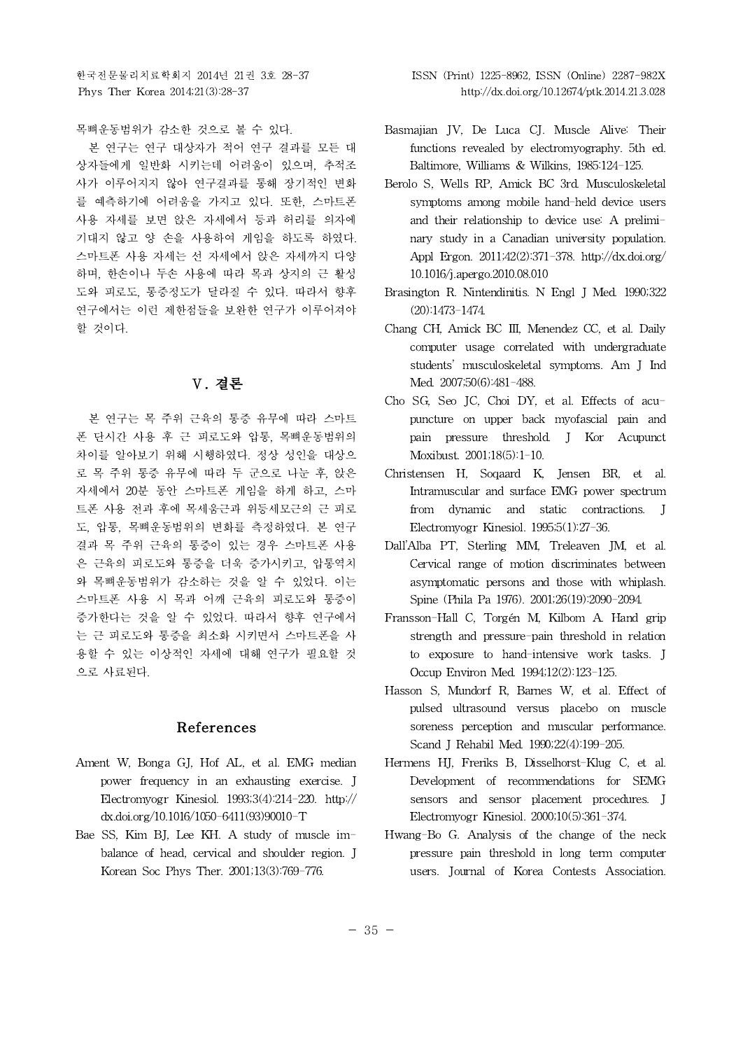목뼈운동범위가 감소한 것으로 볼 수 있다.

본 연구는 연구 대상자가 적어 연구 결과를 모든 대상자들에게 일반화 시키는데 어려움이 있으며, 추적조사가 이루어지지 않아 연구결과를 통해 장기적인 변화를 예측하기에 어려움을 가지고 있다. 또한, 스마트폰 사용 자세를 보면 앉은 자세에서 등과 허리를 의자에 기대지 않고 양 손을 사용하여 게임을 하도록 하였다. 스마트폰 사용 자세는 선 자세에서 앉은 자세까지 다양하며, 한손이나 두손 사용에 따라 목과 상지의 근 활성도와 피로도, 통증정도가 달라질 수 있다. 따라서 향후 연구에서는 이런 제한점들을 보완한 연구가 이루어져야 할 것이다.

## Ⅴ. 결론

본 연구는 목 주위 근육의 통증 유무에 따라 스마트폰 단시간 사용 후 근 피로도와 압통, 목뼈운동범위의 차이를 알아보기 위해 시행하였다. 정상 성인을 대상으로 목 주위 통증 유무에 따라 두 군으로 나눈 후, 앉은 자세에서 20분 동안 스마트폰 게임을 하게 하고, 스마트폰 사용 전과 후에 목세움근과 위등세모근의 근 피로도, 압통, 목뼈운동범위의 변화를 측정하였다. 본 연구 결과 목 주위 근육의 통증이 있는 경우 스마트폰 사용은 근육의 피로도와 통증을 더욱 증가시키고, 압통역치와 목뼈운동범위가 감소하는 것을 알 수 있었다. 이는 스마트폰 사용 시 목과 어깨 근육의 피로도와 통증이 증가한다는 것을 알 수 있었다. 따라서 향후 연구에서는 근 피로도와 통증을 최소화 시키면서 스마트폰을 사용할 수 있는 이상적인 자세에 대해 연구가 필요할 것으로 사료된다.

## References

Ament W, Bonga GJ, Hof AL, et al. EMG median power frequency in an exhausting exercise. J Electromyogr Kinesiol. 1993;3(4):214-220. http://dx.doi.org/10.1016/1050-6411(93)90010-T

Bae SS, Kim BJ, Lee KH. A study of muscle imbalance of head, cervical and shoulder region. J Korean Soc Phys Ther. 2001;13(3):769-776.

Basmajian JV, De Luca CJ. Muscle Alive: Their functions revealed by electromyography. 5th ed. Baltimore, Williams & Wilkins, 1985:124-125.

Berolo S, Wells RP, Amick BC 3rd. Musculoskeletal symptoms among mobile hand-held device users and their relationship to device use: A preliminary study in a Canadian university population. Appl Ergon. 2011;42(2):371-378. http://dx.doi.org/10.1016/j.apergo.2010.08.010

Brasington R. Nintendinitis. N Engl J Med. 1990;322(20):1473-1474.

Chang CH, Amick BC III, Menendez CC, et al. Daily computer usage correlated with undergraduate students' musculoskeletal symptoms. Am J Ind Med. 2007;50(6):481-488.

Cho SG, Seo JC, Choi DY, et al. Effects of acupuncture on upper back myofascial pain and pain pressure threshold. J Kor Acupunct Moxibust. 2001;18(5):1-10.

Christensen H, Soqaard K, Jensen BR, et al. Intramuscular and surface EMG power spectrum from dynamic and static contractions. J Electromyogr Kinesiol. 1995;5(1):27-36.

Dall'Alba PT, Sterling MM, Treleaven JM, et al. Cervical range of motion discriminates between asymptomatic persons and those with whiplash. Spine (Phila Pa 1976). 2001;26(19):2090-2094.

Fransson-Hall C, Torgén M, Kilbom A. Hand grip strength and pressure-pain threshold in relation to exposure to hand-intensive work tasks. J Occup Environ Med. 1994;12(2):123-125.

Hasson S, Mundorf R, Barnes W, et al. Effect of pulsed ultrasound versus placebo on muscle soreness perception and muscular performance. Scand J Rehabil Med. 1990;22(4):199-205.

Hermens HJ, Freriks B, Disselhorst-Klug C, et al. Development of recommendations for SEMG sensors and sensor placement procedures. J Electromyogr Kinesiol. 2000;10(5):361-374.

Hwang-Bo G. Analysis of the change of the neck pressure pain threshold in long term computer users. Journal of Korea Contests Association.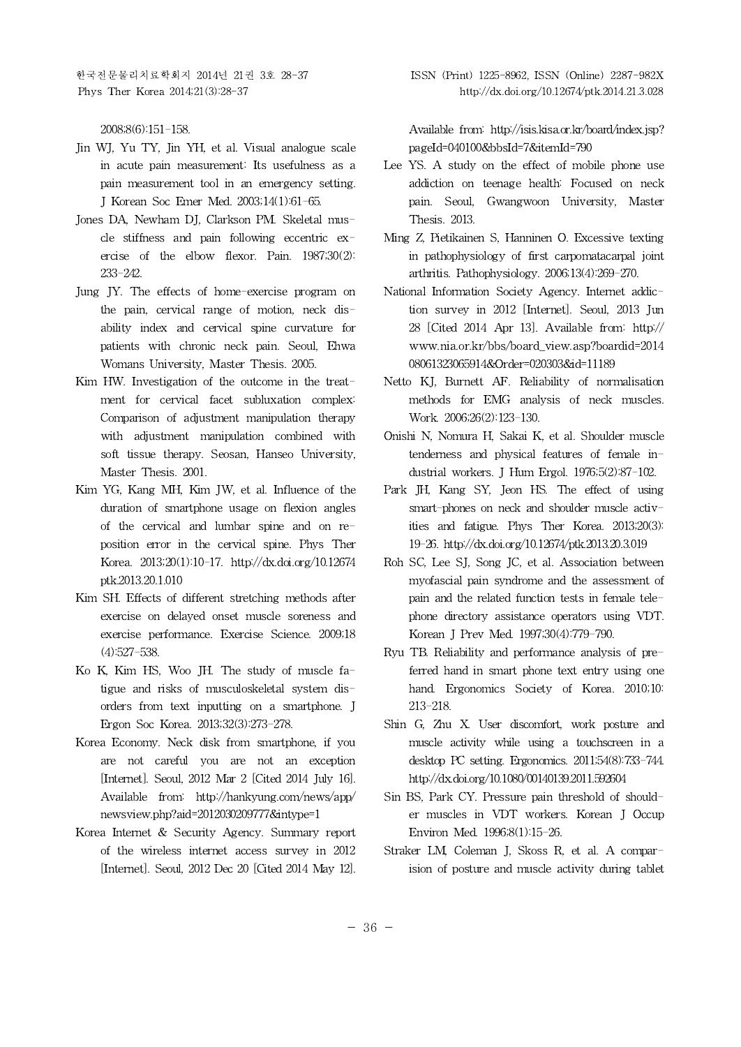2008;8(6):151-158.

Jin WJ, Yu TY, Jin YH, et al. Visual analogue scale in acute pain measurement: Its usefulness as a pain measurement tool in an emergency setting. J Korean Soc Emer Med. 2003;14(1):61-65.

Jones DA, Newham DJ, Clarkson PM. Skeletal muscle stiffness and pain following eccentric exercise of the elbow flexor. Pain. 1987;30(2):233-242.

Jung JY. The effects of home-exercise program on the pain, cervical range of motion, neck disability index and cervical spine curvature for patients with chronic neck pain. Seoul, Ehwa Womans University, Master Thesis. 2005.

Kim HW. Investigation of the outcome in the treatment for cervical facet subluxation complex: Comparison of adjustment manipulation therapy with adjustment manipulation combined with soft tissue therapy. Seosan, Hanseo University, Master Thesis. 2001.

Kim YG, Kang MH, Kim JW, et al. Influence of the duration of smartphone usage on flexion angles of the cervical and lumbar spine and on reposition error in the cervical spine. Phys Ther Korea. 2013;20(1):10-17. http://dx.doi.org/10.12674/ptk.2013.20.1.010

Kim SH. Effects of different stretching methods after exercise on delayed onset muscle soreness and exercise performance. Exercise Science. 2009;18(4):527-538.

Ko K, Kim HS, Woo JH. The study of muscle fatigue and risks of musculoskeletal system disorders from text inputting on a smartphone. J Ergon Soc Korea. 2013;32(3):273-278.

Korea Economy. Neck disk from smartphone, if you are not careful you are not an exception [Internet]. Seoul, 2012 Mar 2 [Cited 2014 July 16]. Available from: http://hankyung.com/news/app/newsview.php?aid=2012030209777&intype=1

Korea Internet & Security Agency. Summary report of the wireless internet access survey in 2012 [Internet]. Seoul, 2012 Dec 20 [Cited 2014 May 12]. Available from: http://isis.kisa.or.kr/board/index.jsp?pageId=040100&bbsId=7&itemId=790

Lee YS. A study on the effect of mobile phone use addiction on teenage health: Focused on neck pain. Seoul, Gwangwoon University, Master Thesis. 2013.

Ming Z, Pietikainen S, Hanninen O. Excessive texting in pathophysiology of first carpomatacarpal joint arthritis. Pathophysiology. 2006;13(4):269-270.

National Information Society Agency. Internet addiction survey in 2012 [Internet]. Seoul, 2013 Jun 28 [Cited 2014 Apr 13]. Available from: http://www.nia.or.kr/bbs/board_view.asp?boardid=201408061323065914&Order=020303&id=11189

Netto KJ, Burnett AF. Reliability of normalisation methods for EMG analysis of neck muscles. Work. 2006;26(2):123-130.

Onishi N, Nomura H, Sakai K, et al. Shoulder muscle tenderness and physical features of female industrial workers. J Hum Ergol. 1976;5(2):87-102.

Park JH, Kang SY, Jeon HS. The effect of using smart-phones on neck and shoulder muscle activities and fatigue. Phys Ther Korea. 2013;20(3):19-26. http://dx.doi.org/10.12674/ptk.2013.20.3.019

Roh SC, Lee SJ, Song JC, et al. Association between myofascial pain syndrome and the assessment of pain and the related function tests in female telephone directory assistance operators using VDT. Korean J Prev Med. 1997;30(4):779-790.

Ryu TB. Reliability and performance analysis of preferred hand in smart phone text entry using one hand. Ergonomics Society of Korea. 2010;10:213-218.

Shin G, Zhu X. User discomfort, work posture and muscle activity while using a touchscreen in a desktop PC setting. Ergonomics. 2011;54(8):733-744. http://dx.doi.org/10.1080/00140139.2011.592604

Sin BS, Park CY. Pressure pain threshold of shoulder muscles in VDT workers. Korean J Occup Environ Med. 1996;8(1):15-26.

Straker LM, Coleman J, Skoss R, et al. A comparision of posture and muscle activity during tablet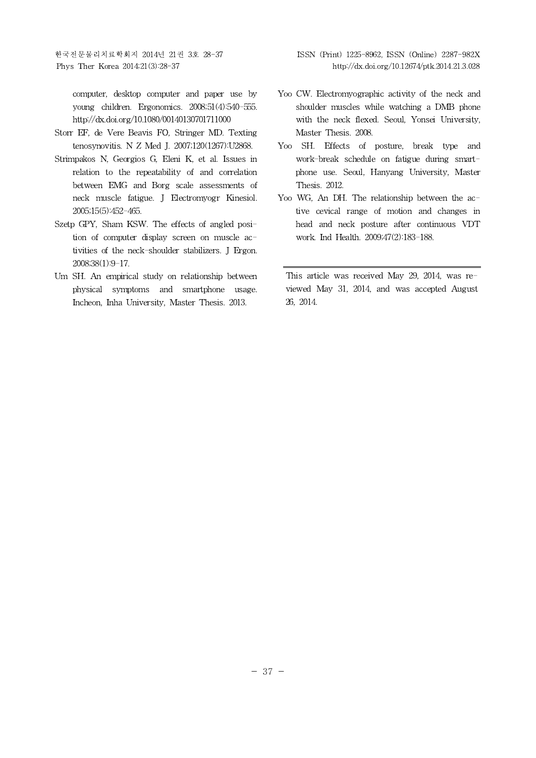computer, desktop computer and paper use by young children. Ergonomics. 2008;51(4):540-555. http://dx.doi.org/10.1080/00140130701711000

Storr EF, de Vere Beavis FO, Stringer MD. Texting tenosynovitis. N Z Med J. 2007;120(1267):U2868.

Strimpakos N, Georgios G, Eleni K, et al. Issues in relation to the repeatability of and correlation between EMG and Borg scale assessments of neck muscle fatigue. J Electromyogr Kinesiol. 2005;15(5):452-465.

Szetp GPY, Sham KSW. The effects of angled position of computer display screen on muscle activities of the neck-shoulder stabilizers. J Ergon. 2008;38(1):9-17.

Um SH. An empirical study on relationship between physical symptoms and smartphone usage. Incheon, Inha University, Master Thesis. 2013.

Yoo CW. Electromyographic activity of the neck and shoulder muscles while watching a DMB phone with the neck flexed. Seoul, Yonsei University, Master Thesis. 2008.

Yoo SH. Effects of posture, break type and work-break schedule on fatigue during smartphone use. Seoul, Hanyang University, Master Thesis. 2012.

Yoo WG, An DH. The relationship between the active cevical range of motion and changes in head and neck posture after continuous VDT work. Ind Health. 2009;47(2):183-188.

---

This article was received May 29, 2014, was reviewed May 31, 2014, and was accepted August 26, 2014.